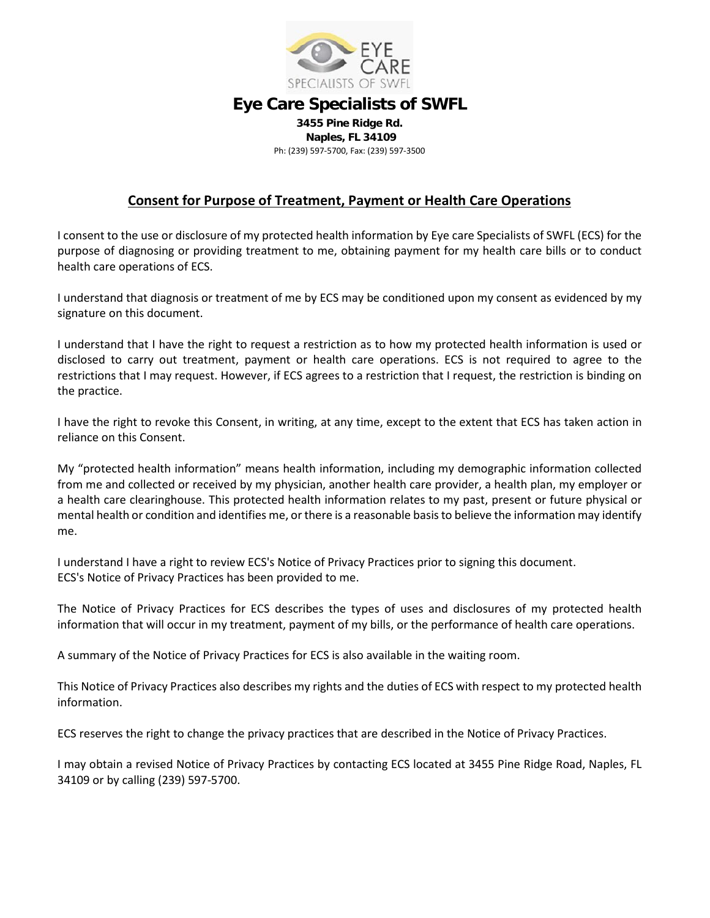# Eye Care Specialists of SWFL

**3455 Pine Ridge Rd.**
**Naples, FL 34109**
Ph: (239) 597-5700, Fax: (239) 597-3500

## Consent for Purpose of Treatment, Payment or Health Care Operations

I consent to the use or disclosure of my protected health information by Eye care Specialists of SWFL (ECS) for the purpose of diagnosing or providing treatment to me, obtaining payment for my health care bills or to conduct health care operations of ECS.

I understand that diagnosis or treatment of me by ECS may be conditioned upon my consent as evidenced by my signature on this document.

I understand that I have the right to request a restriction as to how my protected health information is used or disclosed to carry out treatment, payment or health care operations. ECS is not required to agree to the restrictions that I may request. However, if ECS agrees to a restriction that I request, the restriction is binding on the practice.

I have the right to revoke this Consent, in writing, at any time, except to the extent that ECS has taken action in reliance on this Consent.

My "protected health information" means health information, including my demographic information collected from me and collected or received by my physician, another health care provider, a health plan, my employer or a health care clearinghouse. This protected health information relates to my past, present or future physical or mental health or condition and identifies me, or there is a reasonable basis to believe the information may identify me.

I understand I have a right to review ECS's Notice of Privacy Practices prior to signing this document.
ECS's Notice of Privacy Practices has been provided to me.

The Notice of Privacy Practices for ECS describes the types of uses and disclosures of my protected health information that will occur in my treatment, payment of my bills, or the performance of health care operations.

A summary of the Notice of Privacy Practices for ECS is also available in the waiting room.

This Notice of Privacy Practices also describes my rights and the duties of ECS with respect to my protected health information.

ECS reserves the right to change the privacy practices that are described in the Notice of Privacy Practices.

I may obtain a revised Notice of Privacy Practices by contacting ECS located at 3455 Pine Ridge Road, Naples, FL 34109 or by calling (239) 597-5700.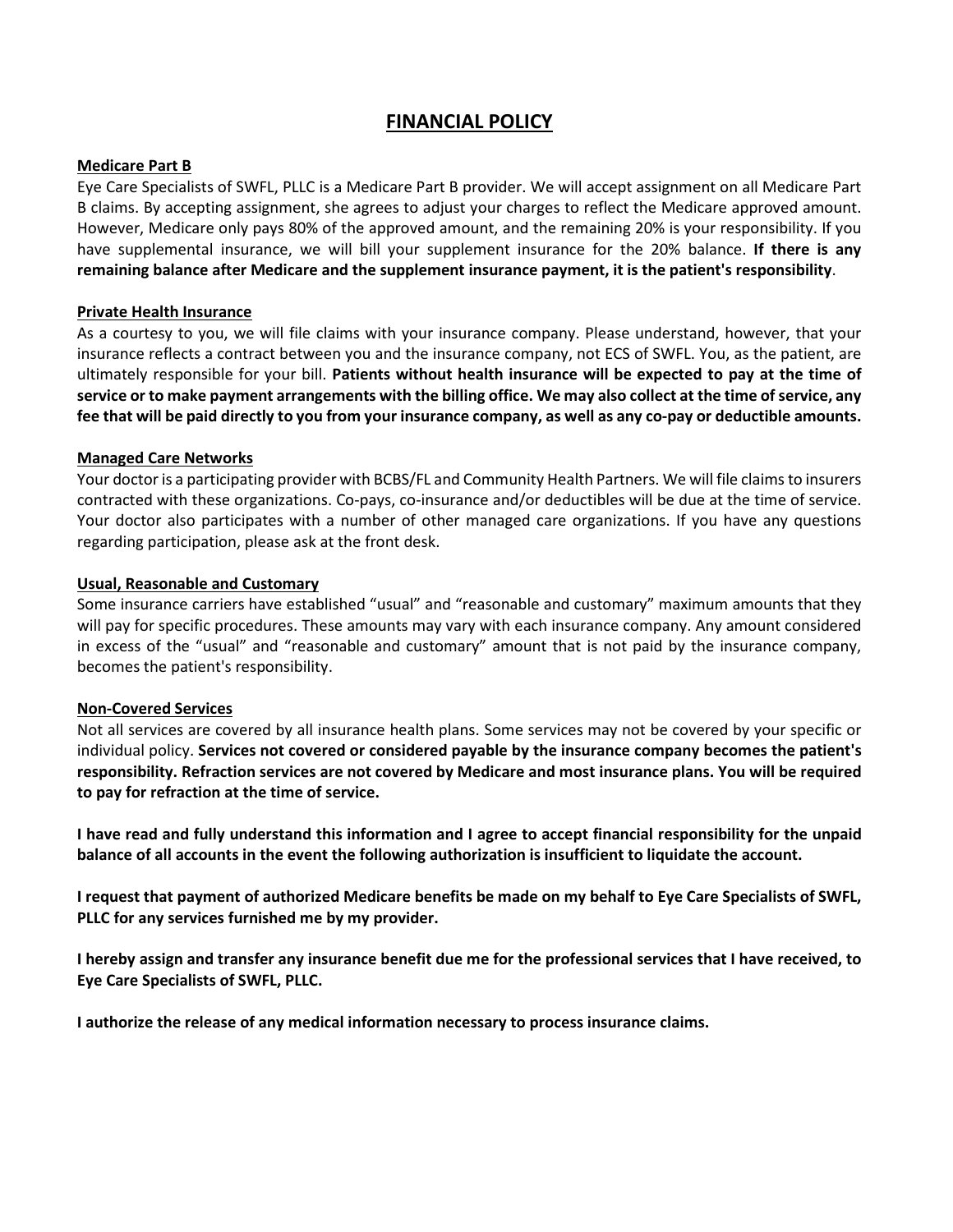# FINANCIAL POLICY

**Medicare Part B**

Eye Care Specialists of SWFL, PLLC is a Medicare Part B provider. We will accept assignment on all Medicare Part B claims. By accepting assignment, she agrees to adjust your charges to reflect the Medicare approved amount. However, Medicare only pays 80% of the approved amount, and the remaining 20% is your responsibility. If you have supplemental insurance, we will bill your supplement insurance for the 20% balance. **If there is any remaining balance after Medicare and the supplement insurance payment, it is the patient's responsibility**.

**Private Health Insurance**

As a courtesy to you, we will file claims with your insurance company. Please understand, however, that your insurance reflects a contract between you and the insurance company, not ECS of SWFL. You, as the patient, are ultimately responsible for your bill. **Patients without health insurance will be expected to pay at the time of service or to make payment arrangements with the billing office. We may also collect at the time of service, any fee that will be paid directly to you from your insurance company, as well as any co-pay or deductible amounts.**

**Managed Care Networks**

Your doctor is a participating provider with BCBS/FL and Community Health Partners. We will file claims to insurers contracted with these organizations. Co-pays, co-insurance and/or deductibles will be due at the time of service. Your doctor also participates with a number of other managed care organizations. If you have any questions regarding participation, please ask at the front desk.

**Usual, Reasonable and Customary**

Some insurance carriers have established "usual" and "reasonable and customary" maximum amounts that they will pay for specific procedures. These amounts may vary with each insurance company. Any amount considered in excess of the "usual" and "reasonable and customary" amount that is not paid by the insurance company, becomes the patient's responsibility.

**Non-Covered Services**

Not all services are covered by all insurance health plans. Some services may not be covered by your specific or individual policy. **Services not covered or considered payable by the insurance company becomes the patient's responsibility. Refraction services are not covered by Medicare and most insurance plans. You will be required to pay for refraction at the time of service.**

**I have read and fully understand this information and I agree to accept financial responsibility for the unpaid balance of all accounts in the event the following authorization is insufficient to liquidate the account.**

**I request that payment of authorized Medicare benefits be made on my behalf to Eye Care Specialists of SWFL, PLLC for any services furnished me by my provider.**

**I hereby assign and transfer any insurance benefit due me for the professional services that I have received, to Eye Care Specialists of SWFL, PLLC.**

**I authorize the release of any medical information necessary to process insurance claims.**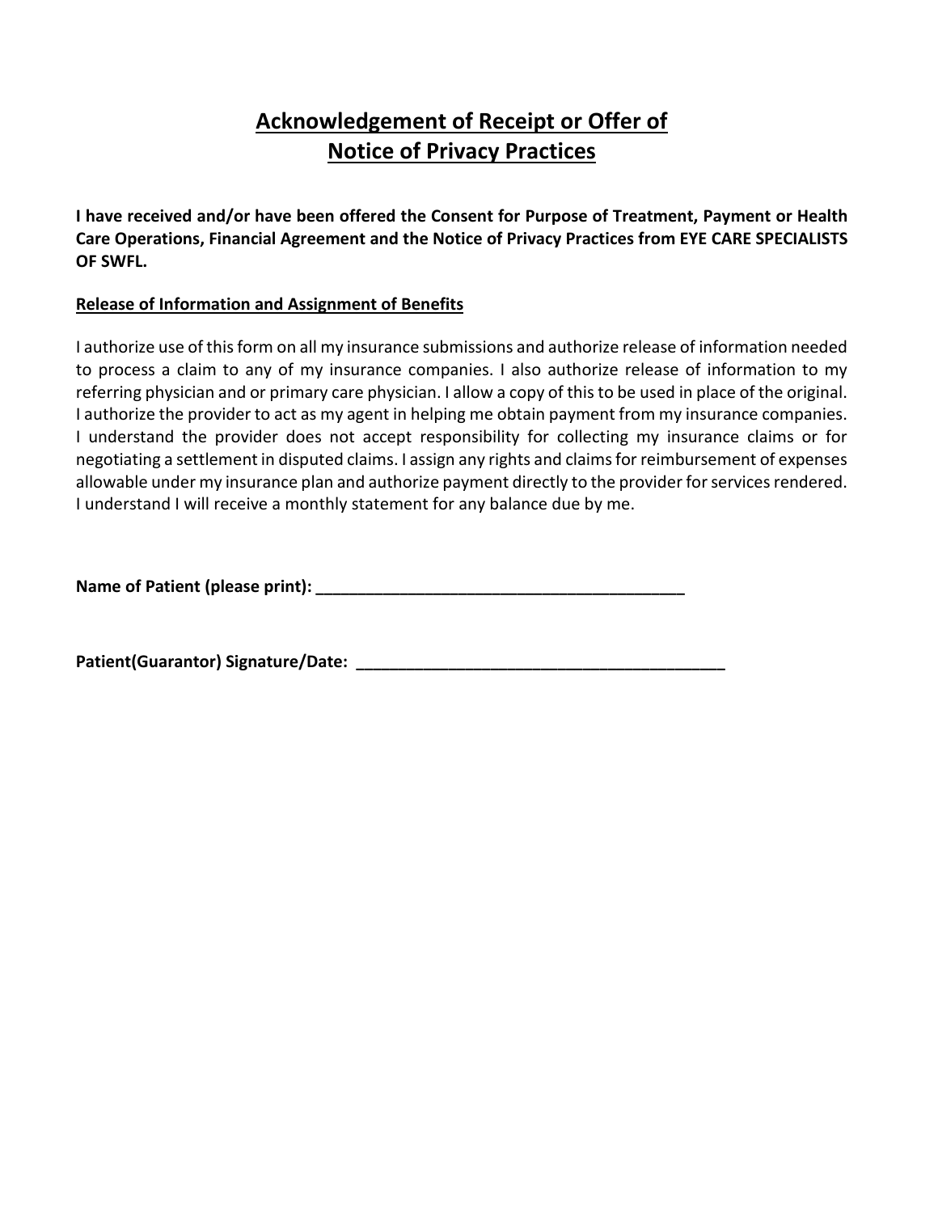# Acknowledgement of Receipt or Offer of Notice of Privacy Practices

**I have received and/or have been offered the Consent for Purpose of Treatment, Payment or Health Care Operations, Financial Agreement and the Notice of Privacy Practices from EYE CARE SPECIALISTS OF SWFL.**

## Release of Information and Assignment of Benefits

I authorize use of this form on all my insurance submissions and authorize release of information needed to process a claim to any of my insurance companies. I also authorize release of information to my referring physician and or primary care physician. I allow a copy of this to be used in place of the original. I authorize the provider to act as my agent in helping me obtain payment from my insurance companies. I understand the provider does not accept responsibility for collecting my insurance claims or for negotiating a settlement in disputed claims. I assign any rights and claims for reimbursement of expenses allowable under my insurance plan and authorize payment directly to the provider for services rendered. I understand I will receive a monthly statement for any balance due by me.

**Name of Patient (please print): __________________________________________**

**Patient(Guarantor) Signature/Date: __________________________________________**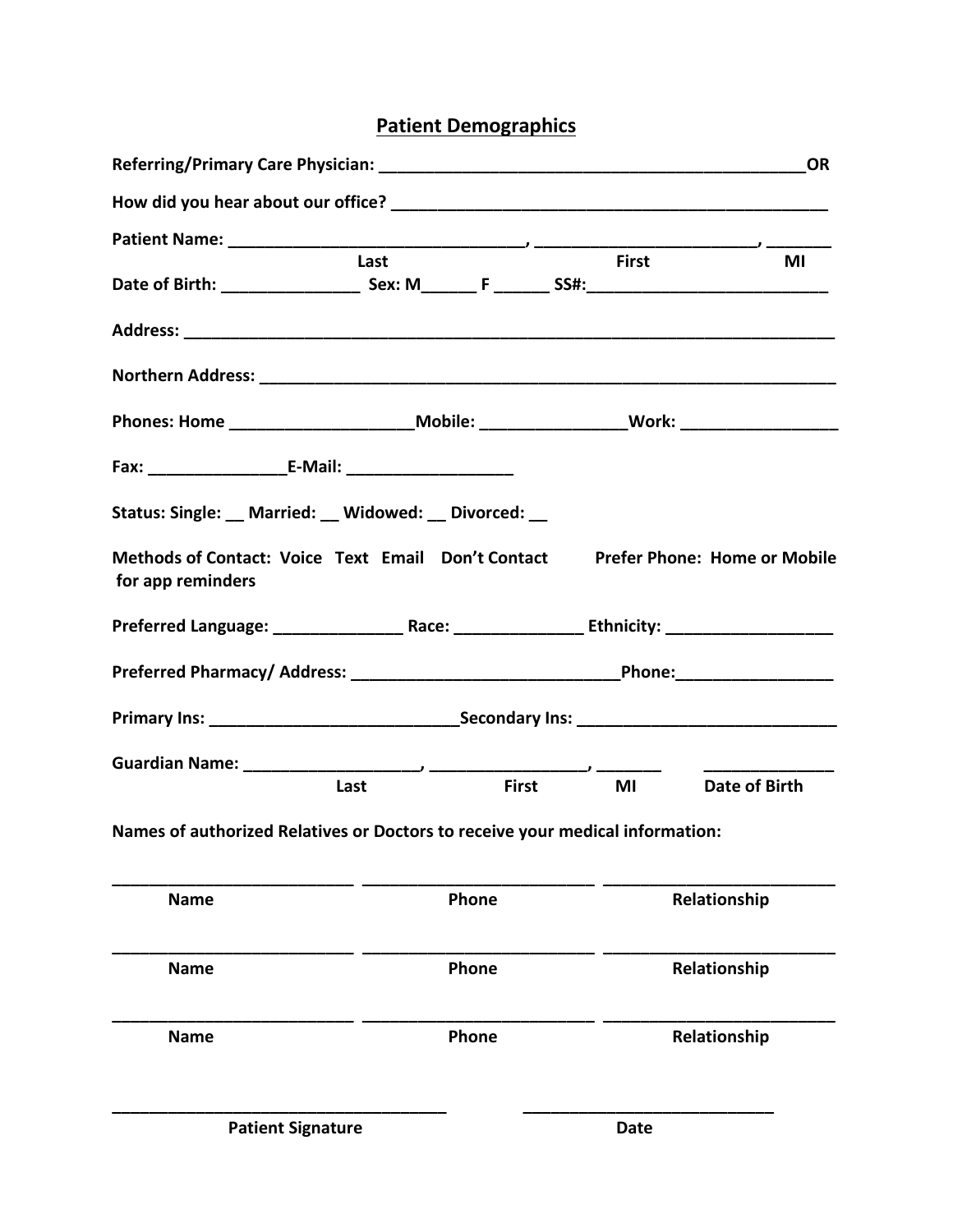# Patient Demographics

**Referring/Primary Care Physician:** ______________________________________________ **OR**

**How did you hear about our office?** ______________________________________________

**Patient Name:** ________________________________, _______________________, _______
Last First MI

**Date of Birth:** _______________ **Sex: M**______ **F** ______ **SS#:**___________________________

**Address:** ___________________________________________________________________________

**Northern Address:** ____________________________________________________________________

**Phones: Home** ____________________**Mobile:** _______________**Work:** _________________

**Fax:** _______________**E-Mail:** __________________

**Status: Single:** __ **Married:** __ **Widowed:** __ **Divorced:** __

**Methods of Contact: Voice Text Email Don't Contact for app reminders** **Prefer Phone: Home or Mobile**

**Preferred Language:** ______________ **Race:** ______________ **Ethnicity:** __________________

**Preferred Pharmacy/ Address:** _____________________________**Phone:**_________________

**Primary Ins:** ___________________________**Secondary Ins:** ____________________________

**Guardian Name:** ___________________, _________________, _______ ______________
Last First MI Date of Birth

**Names of authorized Relatives or Doctors to receive your medical information:**

| Name | Phone | Relationship |
|---|---|---|
| | | |
| | | |
| | | |

_____________________________________ ____________________________
**Patient Signature** **Date**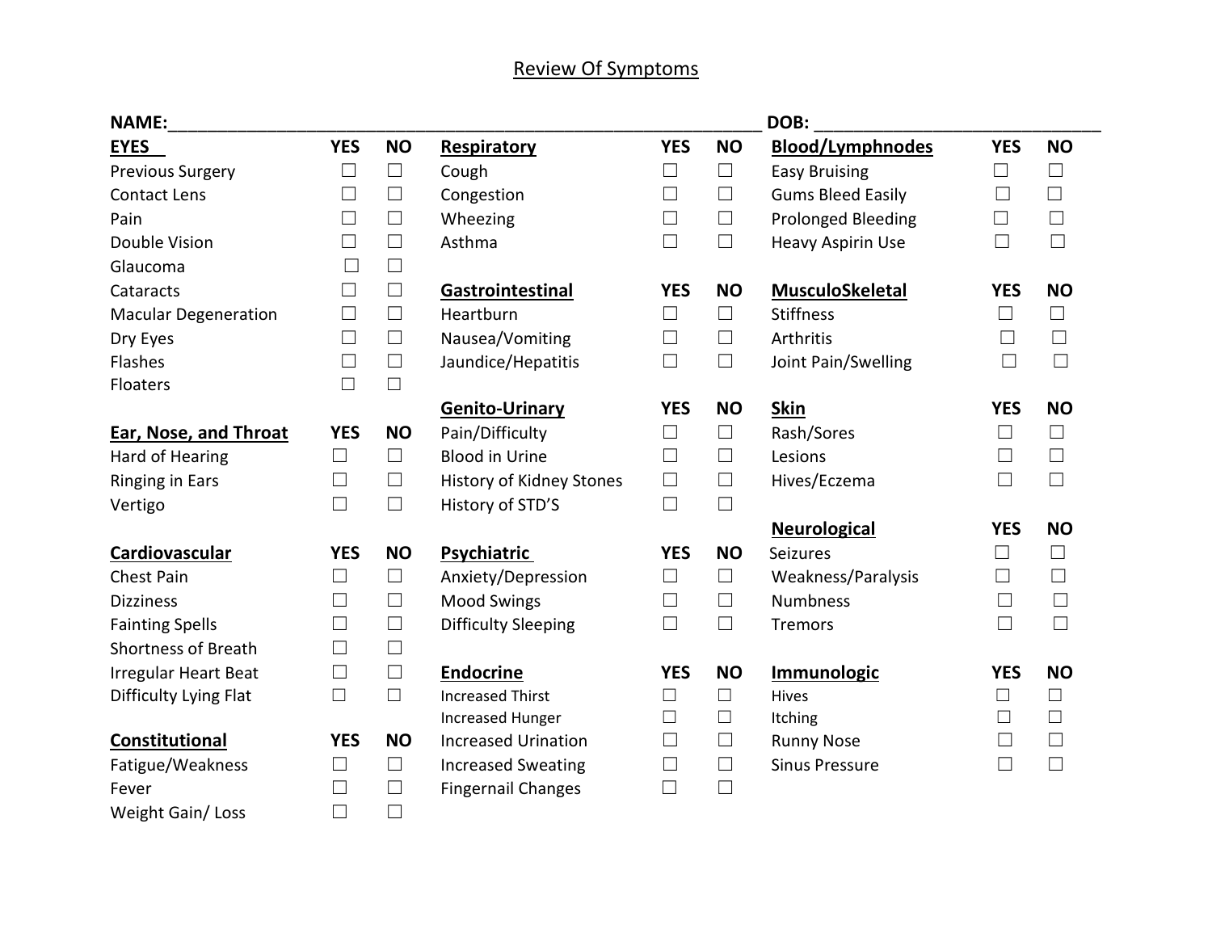# Review Of Symptoms

**NAME:**_____________________________________________ **DOB:** ______________________

| **EYES** | **YES** | **NO** |
|---|---|---|
| Previous Surgery | ☐ | ☐ |
| Contact Lens | ☐ | ☐ |
| Pain | ☐ | ☐ |
| Double Vision | ☐ | ☐ |
| Glaucoma | ☐ | ☐ |
| Cataracts | ☐ | ☐ |
| Macular Degeneration | ☐ | ☐ |
| Dry Eyes | ☐ | ☐ |
| Flashes | ☐ | ☐ |
| Floaters | ☐ | ☐ |

| **Ear, Nose, and Throat** | **YES** | **NO** |
|---|---|---|
| Hard of Hearing | ☐ | ☐ |
| Ringing in Ears | ☐ | ☐ |
| Vertigo | ☐ | ☐ |

| **Cardiovascular** | **YES** | **NO** |
|---|---|---|
| Chest Pain | ☐ | ☐ |
| Dizziness | ☐ | ☐ |
| Fainting Spells | ☐ | ☐ |
| Shortness of Breath | ☐ | ☐ |
| Irregular Heart Beat | ☐ | ☐ |
| Difficulty Lying Flat | ☐ | ☐ |

| **Constitutional** | **YES** | **NO** |
|---|---|---|
| Fatigue/Weakness | ☐ | ☐ |
| Fever | ☐ | ☐ |
| Weight Gain/ Loss | ☐ | ☐ |

| **Respiratory** | **YES** | **NO** |
|---|---|---|
| Cough | ☐ | ☐ |
| Congestion | ☐ | ☐ |
| Wheezing | ☐ | ☐ |
| Asthma | ☐ | ☐ |

| **Gastrointestinal** | **YES** | **NO** |
|---|---|---|
| Heartburn | ☐ | ☐ |
| Nausea/Vomiting | ☐ | ☐ |
| Jaundice/Hepatitis | ☐ | ☐ |

| **Genito-Urinary** | **YES** | **NO** |
|---|---|---|
| Pain/Difficulty | ☐ | ☐ |
| Blood in Urine | ☐ | ☐ |
| History of Kidney Stones | ☐ | ☐ |
| History of STD'S | ☐ | ☐ |

| **Psychiatric** | **YES** | **NO** |
|---|---|---|
| Anxiety/Depression | ☐ | ☐ |
| Mood Swings | ☐ | ☐ |
| Difficulty Sleeping | ☐ | ☐ |

| **Endocrine** | **YES** | **NO** |
|---|---|---|
| Increased Thirst | ☐ | ☐ |
| Increased Hunger | ☐ | ☐ |
| Increased Urination | ☐ | ☐ |
| Increased Sweating | ☐ | ☐ |
| Fingernail Changes | ☐ | ☐ |

| **Blood/Lymphnodes** | **YES** | **NO** |
|---|---|---|
| Easy Bruising | ☐ | ☐ |
| Gums Bleed Easily | ☐ | ☐ |
| Prolonged Bleeding | ☐ | ☐ |
| Heavy Aspirin Use | ☐ | ☐ |

| **MusculoSkeletal** | **YES** | **NO** |
|---|---|---|
| Stiffness | ☐ | ☐ |
| Arthritis | ☐ | ☐ |
| Joint Pain/Swelling | ☐ | ☐ |

| **Skin** | **YES** | **NO** |
|---|---|---|
| Rash/Sores | ☐ | ☐ |
| Lesions | ☐ | ☐ |
| Hives/Eczema | ☐ | ☐ |

| **Neurological** | **YES** | **NO** |
|---|---|---|
| Seizures | ☐ | ☐ |
| Weakness/Paralysis | ☐ | ☐ |
| Numbness | ☐ | ☐ |
| Tremors | ☐ | ☐ |

| **Immunologic** | **YES** | **NO** |
|---|---|---|
| Hives | ☐ | ☐ |
| Itching | ☐ | ☐ |
| Runny Nose | ☐ | ☐ |
| Sinus Pressure | ☐ | ☐ |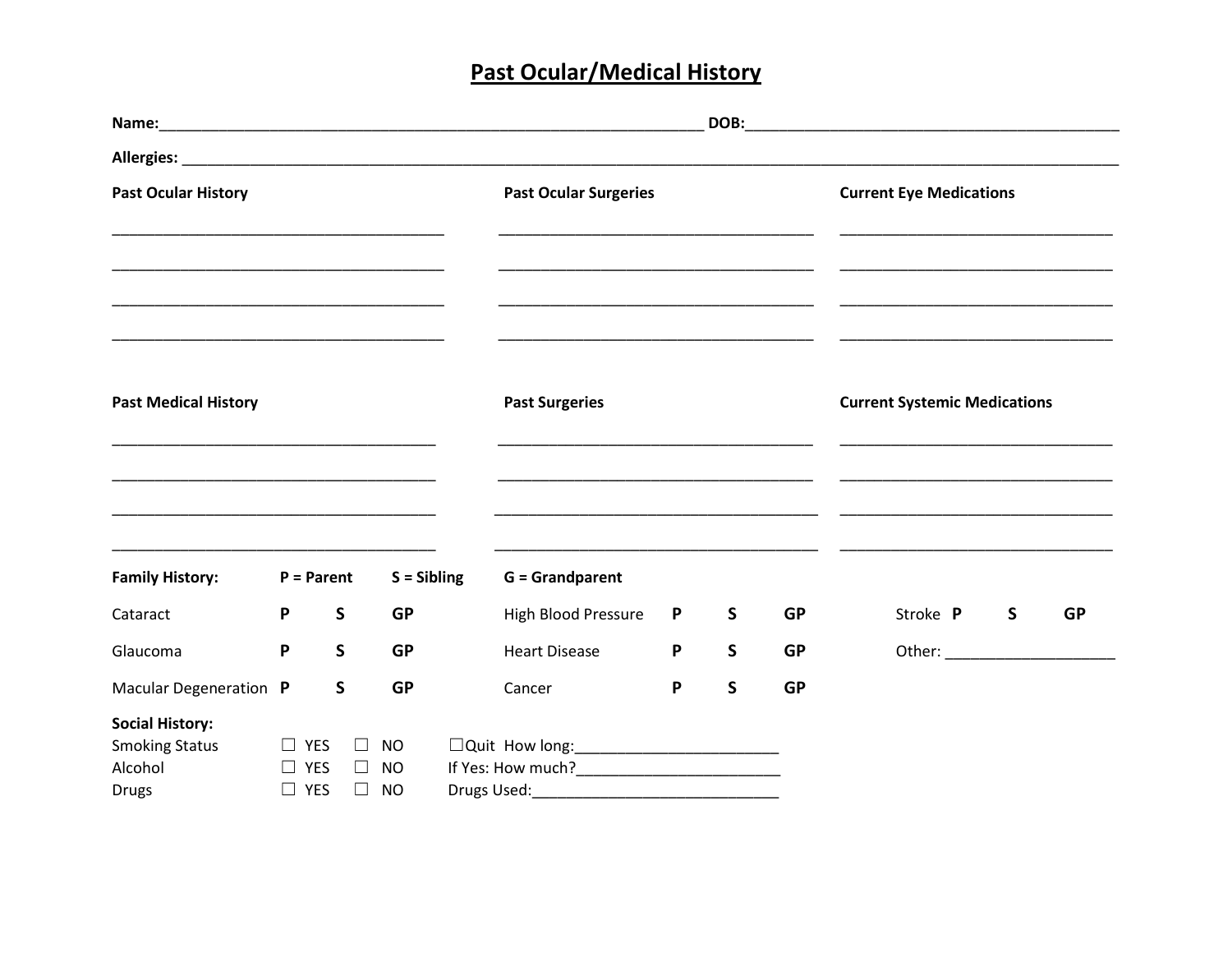# Past Ocular/Medical History

**Name:**_________________________________________________________________ **DOB:**_____________________________________________

**Allergies:** ______________________________________________________________________________________________________________

| **Past Ocular History** | **Past Ocular Surgeries** | **Current Eye Medications** |
|---|---|---|
| ________________________ | ________________________ | ________________________ |
| ________________________ | ________________________ | ________________________ |
| ________________________ | ________________________ | ________________________ |
| ________________________ | ________________________ | ________________________ |

| **Past Medical History** | **Past Surgeries** | **Current Systemic Medications** |
|---|---|---|
| ________________________ | ________________________ | ________________________ |
| ________________________ | ________________________ | ________________________ |
| ________________________ | ________________________ | ________________________ |
| ________________________ | ________________________ | ________________________ |

**Family History:** **P = Parent** **S = Sibling** **G = Grandparent**

| | | | | | | | | | | | | |
|---|---|---|---|---|---|---|---|---|---|---|---|---|
| Cataract | **P** | **S** | **GP** | High Blood Pressure | **P** | **S** | **GP** | Stroke | **P** | **S** | **GP** |
| Glaucoma | **P** | **S** | **GP** | Heart Disease | **P** | **S** | **GP** | Other: ____________________ | | | |
| Macular Degeneration | **P** | **S** | **GP** | Cancer | **P** | **S** | **GP** | | | | |

**Social History:**

| | | | |
|---|---|---|---|
| Smoking Status | ☐ YES | ☐ NO | ☐Quit How long:________________________ |
| Alcohol | ☐ YES | ☐ NO | If Yes: How much?________________________ |
| Drugs | ☐ YES | ☐ NO | Drugs Used:_____________________________ |